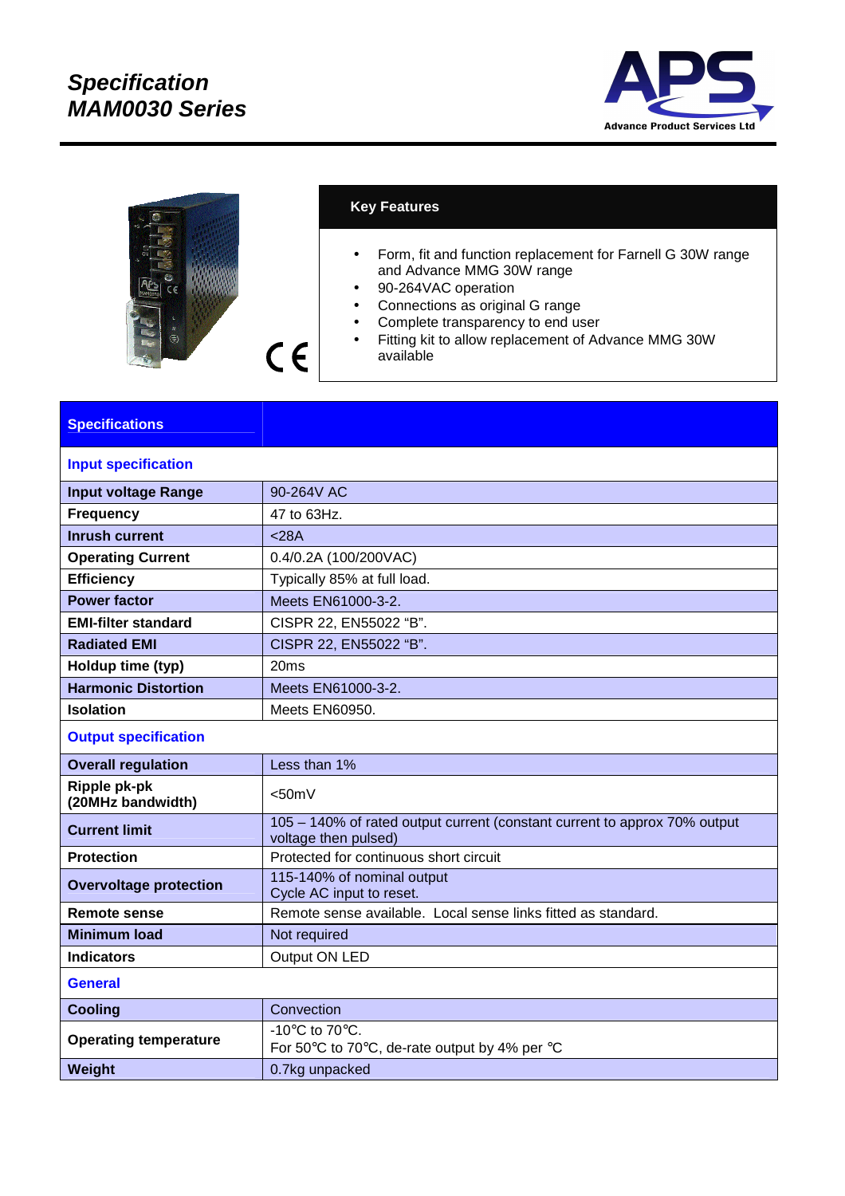# Specification
# MAM0030 Series

APS
Advance Product Services Ltd

CE

### Key Features

- Form, fit and function replacement for Farnell G 30W range and Advance MMG 30W range
- 90-264VAC operation
- Connections as original G range
- Complete transparency to end user
- Fitting kit to allow replacement of Advance MMG 30W available

| Specifications | |
|---|---|
| **Input specification** | |
| **Input voltage Range** | 90-264V AC |
| **Frequency** | 47 to 63Hz. |
| **Inrush current** | <28A |
| **Operating Current** | 0.4/0.2A (100/200VAC) |
| **Efficiency** | Typically 85% at full load. |
| **Power factor** | Meets EN61000-3-2. |
| **EMI-filter standard** | CISPR 22, EN55022 "B". |
| **Radiated EMI** | CISPR 22, EN55022 "B". |
| **Holdup time (typ)** | 20ms |
| **Harmonic Distortion** | Meets EN61000-3-2. |
| **Isolation** | Meets EN60950. |
| **Output specification** | |
| **Overall regulation** | Less than 1% |
| **Ripple pk-pk (20MHz bandwidth)** | <50mV |
| **Current limit** | 105 – 140% of rated output current (constant current to approx 70% output voltage then pulsed) |
| **Protection** | Protected for continuous short circuit |
| **Overvoltage protection** | 115-140% of nominal output<br>Cycle AC input to reset. |
| **Remote sense** | Remote sense available. Local sense links fitted as standard. |
| **Minimum load** | Not required |
| **Indicators** | Output ON LED |
| **General** | |
| **Cooling** | Convection |
| **Operating temperature** | -10°C to 70°C.<br>For 50°C to 70°C, de-rate output by 4% per °C |
| **Weight** | 0.7kg unpacked |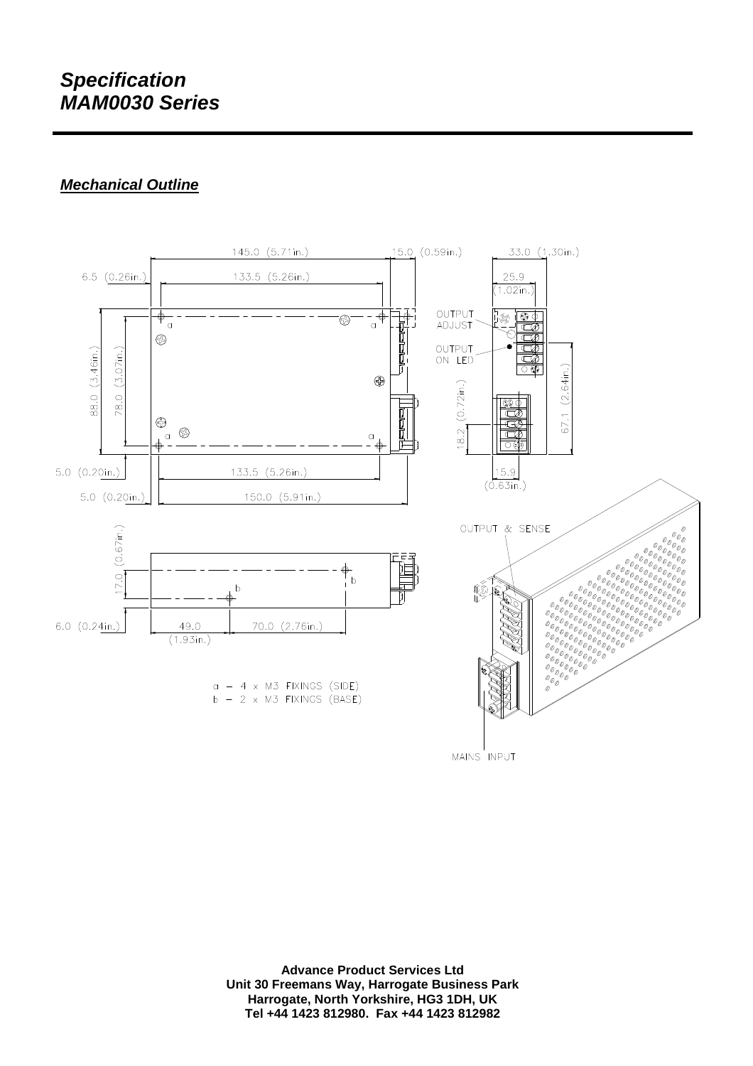## *Specification*
## *MAM0030 Series*

***Mechanical Outline***

145.0 (5.71in.)
15.0 (0.59in.)
33.0 (1.30in.)
6.5 (0.26in.)
133.5 (5.26in.)
25.9
(1.02in.)
OUTPUT
ADJUST
OUTPUT
ON LED
88.0 (3.46in.)
78.0 (3.07in.)
18.2 (0.72in.)
67.1 (2.64in.)
5.0 (0.20in.)
133.5 (5.26in.)
15.9
(0.63in.)
5.0 (0.20in.)
150.0 (5.91in.)
OUTPUT & SENSE
17.0 (0.67in.)
6.0 (0.24in.)
49.0
(1.93in.)
70.0 (2.76in.)

a – 4 x M3 FIXINGS (SIDE)
b – 2 x M3 FIXINGS (BASE)

MAINS INPUT

**Advance Product Services Ltd**
**Unit 30 Freemans Way, Harrogate Business Park**
**Harrogate, North Yorkshire, HG3 1DH, UK**
**Tel +44 1423 812980. Fax +44 1423 812982**